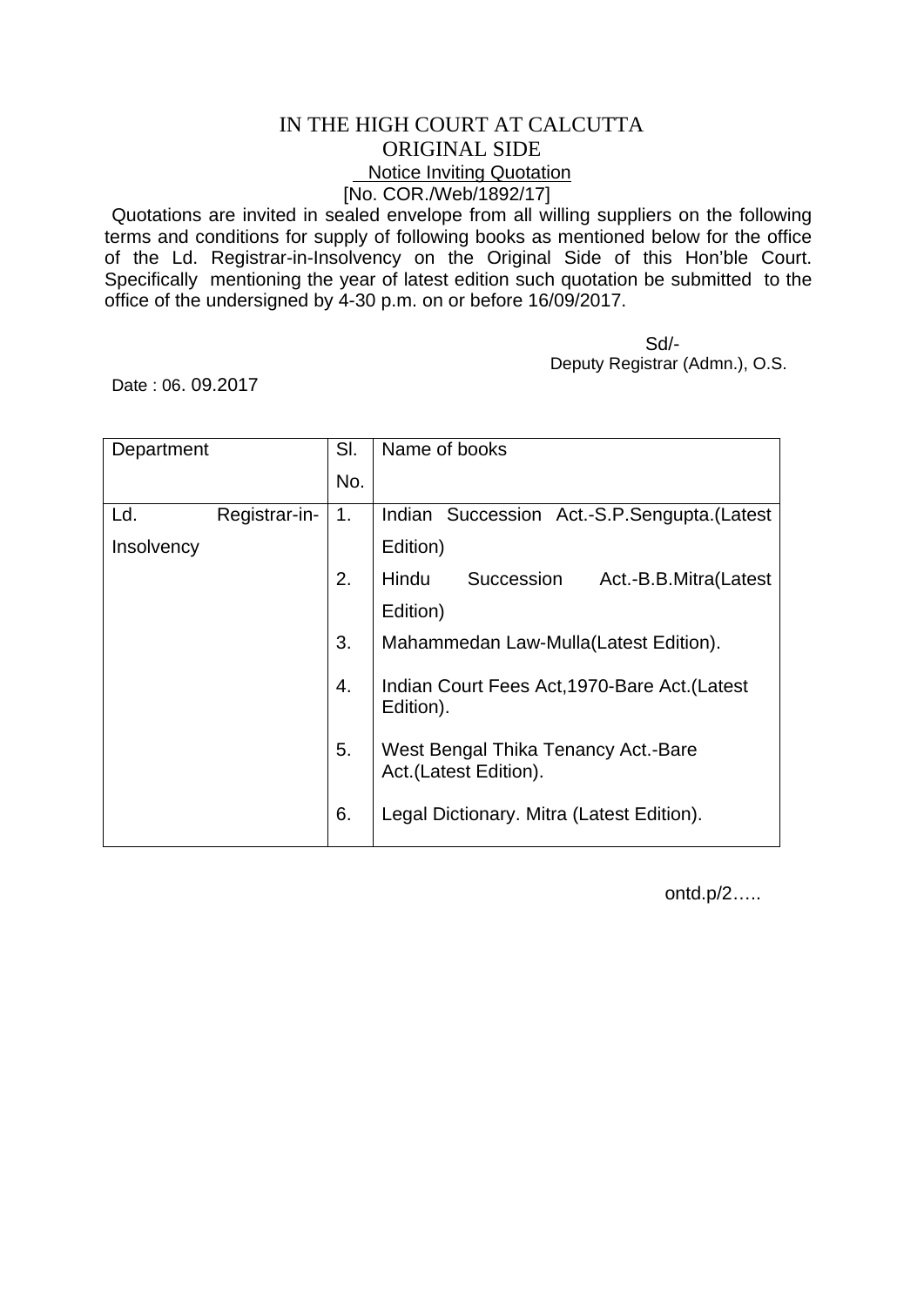# IN THE HIGH COURT AT CALCUTTA
## ORIGINAL SIDE

<u>Notice Inviting Quotation</u>

[No. COR./Web/1892/17]

Quotations are invited in sealed envelope from all willing suppliers on the following terms and conditions for supply of following books as mentioned below for the office of the Ld. Registrar-in-Insolvency on the Original Side of this Hon'ble Court. Specifically mentioning the year of latest edition such quotation be submitted to the office of the undersigned by 4-30 p.m. on or before 16/09/2017.

Sd/-
Deputy Registrar (Admn.), O.S.

Date : 06. 09.2017

| Department | Sl. No. | Name of books |
|---|---|---|
| Ld. Registrar-in-Insolvency | 1. | Indian Succession Act.-S.P.Sengupta.(Latest Edition) |
| | 2. | Hindu Succession Act.-B.B.Mitra(Latest Edition) |
| | 3. | Mahammedan Law-Mulla(Latest Edition). |
| | 4. | Indian Court Fees Act,1970-Bare Act.(Latest Edition). |
| | 5. | West Bengal Thika Tenancy Act.-Bare Act.(Latest Edition). |
| | 6. | Legal Dictionary. Mitra (Latest Edition). |

ontd.p/2…..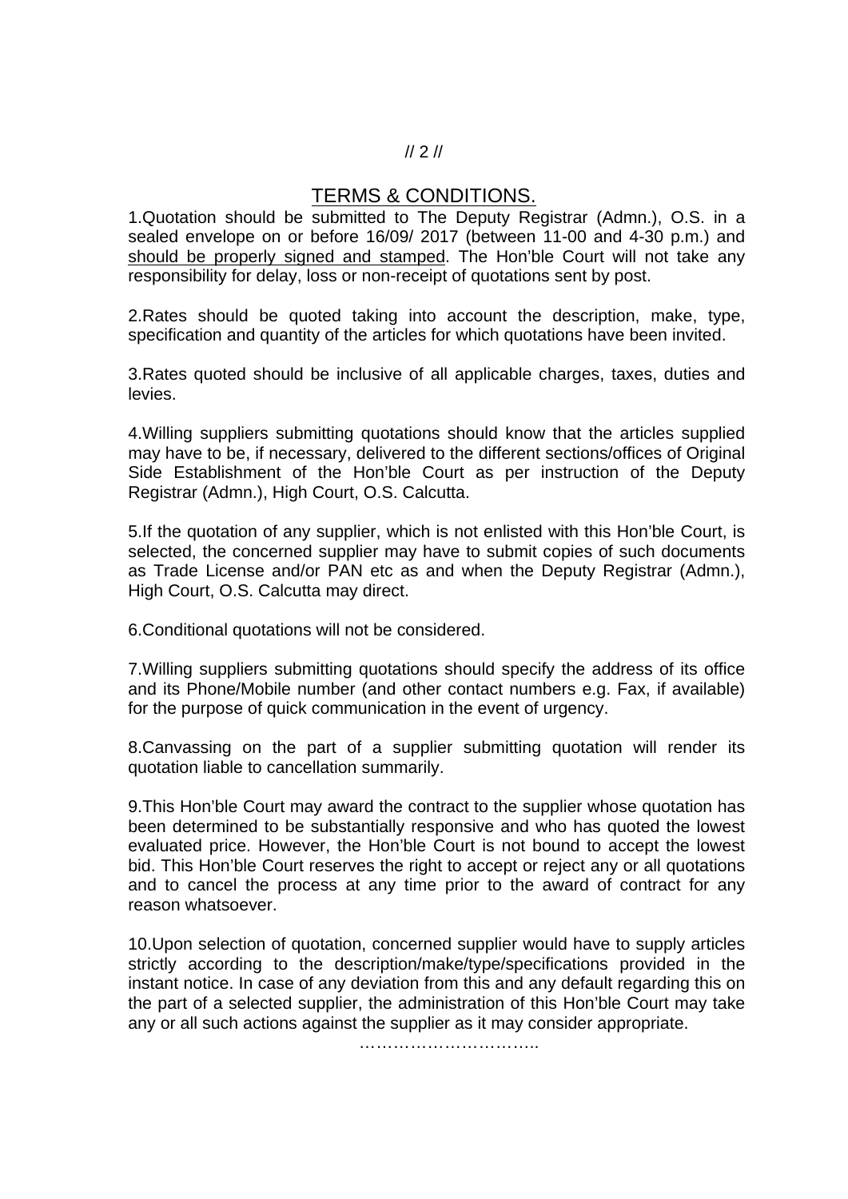## TERMS & CONDITIONS.

1.Quotation should be submitted to The Deputy Registrar (Admn.), O.S. in a sealed envelope on or before 16/09/ 2017 (between 11-00 and 4-30 p.m.) and should be properly signed and stamped. The Hon'ble Court will not take any responsibility for delay, loss or non-receipt of quotations sent by post.

2.Rates should be quoted taking into account the description, make, type, specification and quantity of the articles for which quotations have been invited.

3.Rates quoted should be inclusive of all applicable charges, taxes, duties and levies.

4.Willing suppliers submitting quotations should know that the articles supplied may have to be, if necessary, delivered to the different sections/offices of Original Side Establishment of the Hon'ble Court as per instruction of the Deputy Registrar (Admn.), High Court, O.S. Calcutta.

5.If the quotation of any supplier, which is not enlisted with this Hon'ble Court, is selected, the concerned supplier may have to submit copies of such documents as Trade License and/or PAN etc as and when the Deputy Registrar (Admn.), High Court, O.S. Calcutta may direct.

6.Conditional quotations will not be considered.

7.Willing suppliers submitting quotations should specify the address of its office and its Phone/Mobile number (and other contact numbers e.g. Fax, if available) for the purpose of quick communication in the event of urgency.

8.Canvassing on the part of a supplier submitting quotation will render its quotation liable to cancellation summarily.

9.This Hon'ble Court may award the contract to the supplier whose quotation has been determined to be substantially responsive and who has quoted the lowest evaluated price. However, the Hon'ble Court is not bound to accept the lowest bid. This Hon'ble Court reserves the right to accept or reject any or all quotations and to cancel the process at any time prior to the award of contract for any reason whatsoever.

10.Upon selection of quotation, concerned supplier would have to supply articles strictly according to the description/make/type/specifications provided in the instant notice. In case of any deviation from this and any default regarding this on the part of a selected supplier, the administration of this Hon'ble Court may take any or all such actions against the supplier as it may consider appropriate.

…………………………..